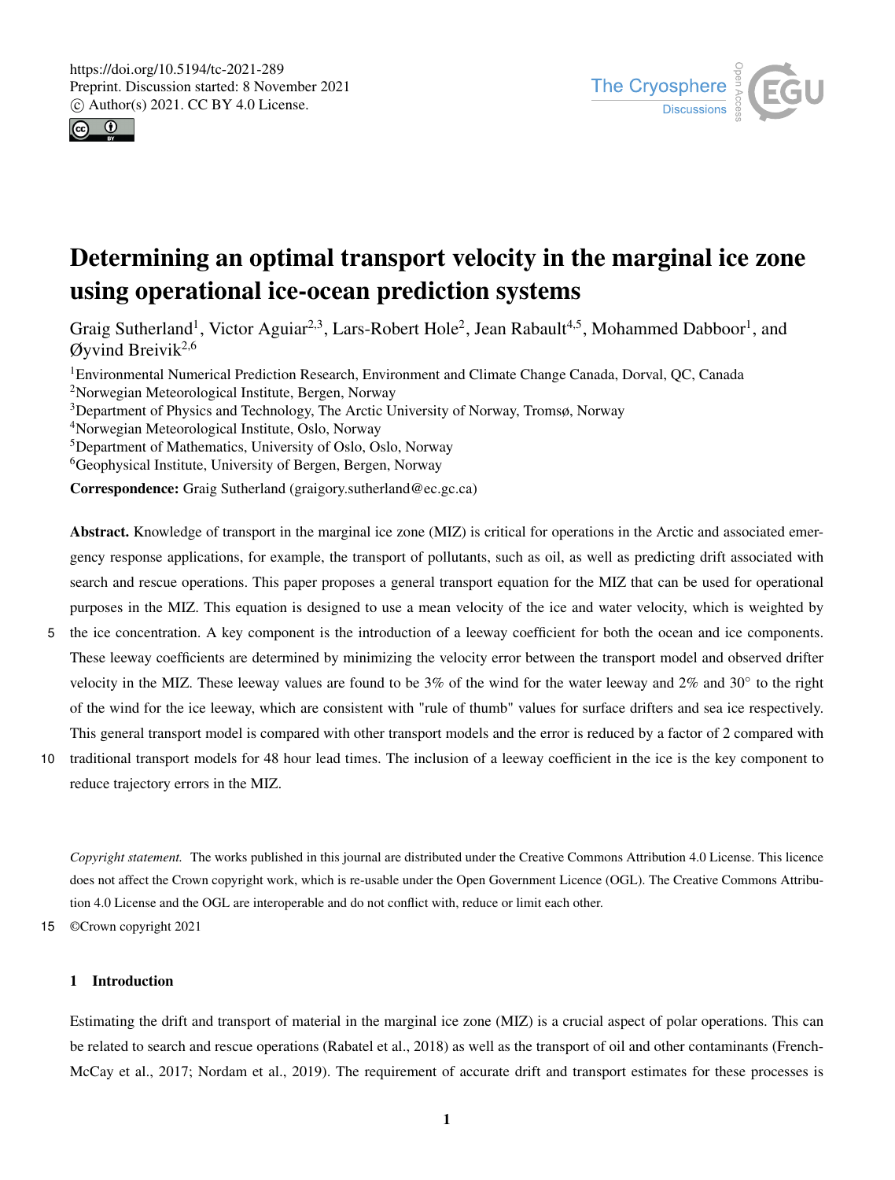# Determining an optimal transport velocity in the marginal ice zone using operational ice-ocean prediction systems

Graig Sutherland[1], Victor Aguiar[2,3], Lars-Robert Hole[2], Jean Rabault[4,5], Mohammed Dabboor[1], and Øyvind Breivik[2,6]

[1]Environmental Numerical Prediction Research, Environment and Climate Change Canada, Dorval, QC, Canada
[2]Norwegian Meteorological Institute, Bergen, Norway
[3]Department of Physics and Technology, The Arctic University of Norway, Tromsø, Norway
[4]Norwegian Meteorological Institute, Oslo, Norway
[5]Department of Mathematics, University of Oslo, Oslo, Norway
[6]Geophysical Institute, University of Bergen, Bergen, Norway

**Correspondence:** Graig Sutherland (graigory.sutherland@ec.gc.ca)

**Abstract.** Knowledge of transport in the marginal ice zone (MIZ) is critical for operations in the Arctic and associated emergency response applications, for example, the transport of pollutants, such as oil, as well as predicting drift associated with search and rescue operations. This paper proposes a general transport equation for the MIZ that can be used for operational purposes in the MIZ. This equation is designed to use a mean velocity of the ice and water velocity, which is weighted by the ice concentration. A key component is the introduction of a leeway coefficient for both the ocean and ice components. These leeway coefficients are determined by minimizing the velocity error between the transport model and observed drifter velocity in the MIZ. These leeway values are found to be 3% of the wind for the water leeway and 2% and 30° to the right of the wind for the ice leeway, which are consistent with "rule of thumb" values for surface drifters and sea ice respectively. This general transport model is compared with other transport models and the error is reduced by a factor of 2 compared with traditional transport models for 48 hour lead times. The inclusion of a leeway coefficient in the ice is the key component to reduce trajectory errors in the MIZ.

*Copyright statement.* The works published in this journal are distributed under the Creative Commons Attribution 4.0 License. This licence does not affect the Crown copyright work, which is re-usable under the Open Government Licence (OGL). The Creative Commons Attribution 4.0 License and the OGL are interoperable and do not conflict with, reduce or limit each other.

©Crown copyright 2021

## 1 Introduction

Estimating the drift and transport of material in the marginal ice zone (MIZ) is a crucial aspect of polar operations. This can be related to search and rescue operations (Rabatel et al., 2018) as well as the transport of oil and other contaminants (French-McCay et al., 2017; Nordam et al., 2019). The requirement of accurate drift and transport estimates for these processes is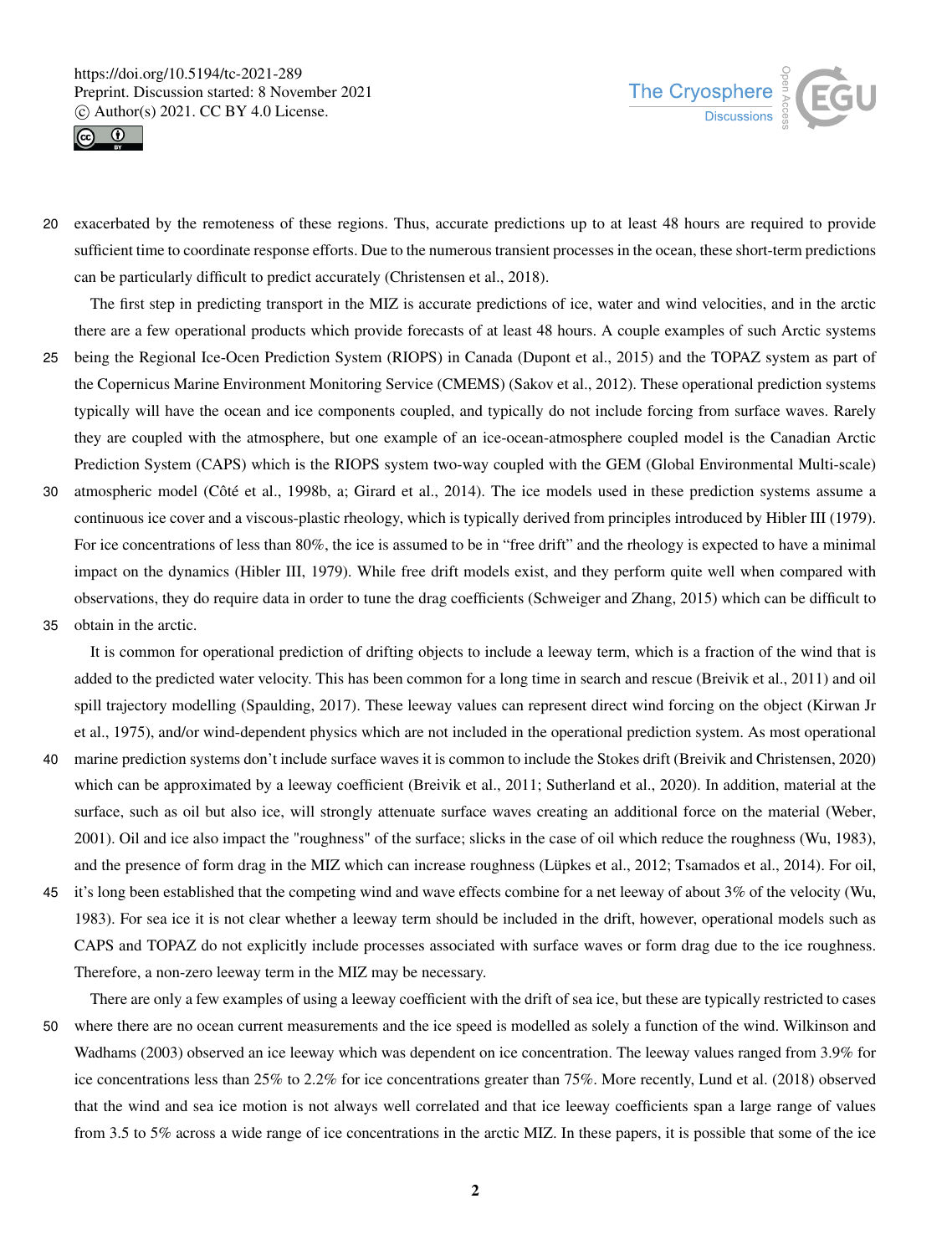exacerbated by the remoteness of these regions. Thus, accurate predictions up to at least 48 hours are required to provide sufficient time to coordinate response efforts. Due to the numerous transient processes in the ocean, these short-term predictions can be particularly difficult to predict accurately (Christensen et al., 2018).

The first step in predicting transport in the MIZ is accurate predictions of ice, water and wind velocities, and in the arctic there are a few operational products which provide forecasts of at least 48 hours. A couple examples of such Arctic systems being the Regional Ice-Ocen Prediction System (RIOPS) in Canada (Dupont et al., 2015) and the TOPAZ system as part of the Copernicus Marine Environment Monitoring Service (CMEMS) (Sakov et al., 2012). These operational prediction systems typically will have the ocean and ice components coupled, and typically do not include forcing from surface waves. Rarely they are coupled with the atmosphere, but one example of an ice-ocean-atmosphere coupled model is the Canadian Arctic Prediction System (CAPS) which is the RIOPS system two-way coupled with the GEM (Global Environmental Multi-scale) atmospheric model (Côté et al., 1998b, a; Girard et al., 2014). The ice models used in these prediction systems assume a continuous ice cover and a viscous-plastic rheology, which is typically derived from principles introduced by Hibler III (1979). For ice concentrations of less than 80%, the ice is assumed to be in "free drift" and the rheology is expected to have a minimal impact on the dynamics (Hibler III, 1979). While free drift models exist, and they perform quite well when compared with observations, they do require data in order to tune the drag coefficients (Schweiger and Zhang, 2015) which can be difficult to obtain in the arctic.

It is common for operational prediction of drifting objects to include a leeway term, which is a fraction of the wind that is added to the predicted water velocity. This has been common for a long time in search and rescue (Breivik et al., 2011) and oil spill trajectory modelling (Spaulding, 2017). These leeway values can represent direct wind forcing on the object (Kirwan Jr et al., 1975), and/or wind-dependent physics which are not included in the operational prediction system. As most operational marine prediction systems don't include surface waves it is common to include the Stokes drift (Breivik and Christensen, 2020) which can be approximated by a leeway coefficient (Breivik et al., 2011; Sutherland et al., 2020). In addition, material at the surface, such as oil but also ice, will strongly attenuate surface waves creating an additional force on the material (Weber, 2001). Oil and ice also impact the "roughness" of the surface; slicks in the case of oil which reduce the roughness (Wu, 1983), and the presence of form drag in the MIZ which can increase roughness (Lüpkes et al., 2012; Tsamados et al., 2014). For oil, it's long been established that the competing wind and wave effects combine for a net leeway of about 3% of the velocity (Wu, 1983). For sea ice it is not clear whether a leeway term should be included in the drift, however, operational models such as CAPS and TOPAZ do not explicitly include processes associated with surface waves or form drag due to the ice roughness. Therefore, a non-zero leeway term in the MIZ may be necessary.

There are only a few examples of using a leeway coefficient with the drift of sea ice, but these are typically restricted to cases where there are no ocean current measurements and the ice speed is modelled as solely a function of the wind. Wilkinson and Wadhams (2003) observed an ice leeway which was dependent on ice concentration. The leeway values ranged from 3.9% for ice concentrations less than 25% to 2.2% for ice concentrations greater than 75%. More recently, Lund et al. (2018) observed that the wind and sea ice motion is not always well correlated and that ice leeway coefficients span a large range of values from 3.5 to 5% across a wide range of ice concentrations in the arctic MIZ. In these papers, it is possible that some of the ice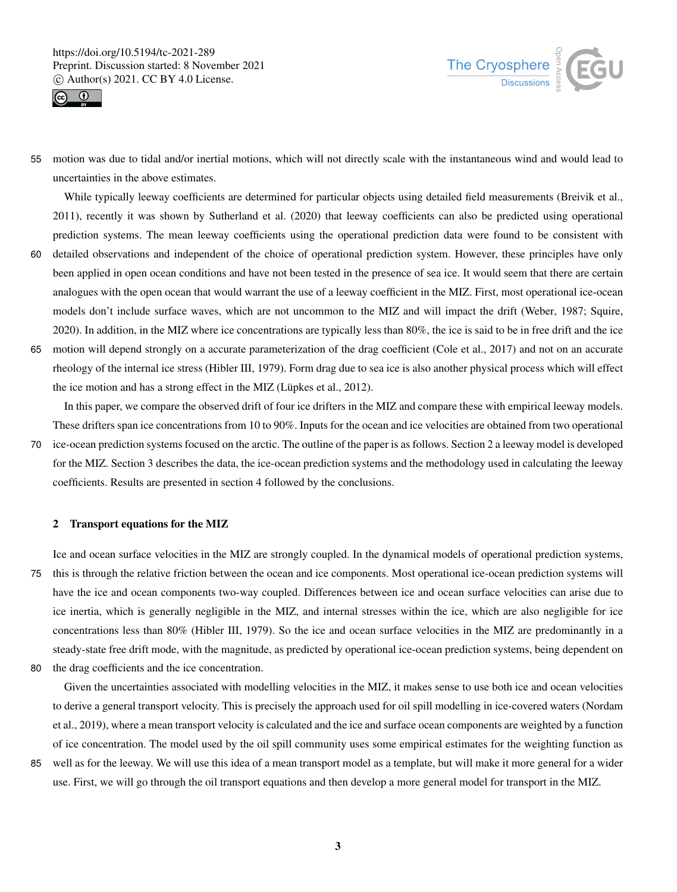motion was due to tidal and/or inertial motions, which will not directly scale with the instantaneous wind and would lead to uncertainties in the above estimates.

While typically leeway coefficients are determined for particular objects using detailed field measurements (Breivik et al., 2011), recently it was shown by Sutherland et al. (2020) that leeway coefficients can also be predicted using operational prediction systems. The mean leeway coefficients using the operational prediction data were found to be consistent with detailed observations and independent of the choice of operational prediction system. However, these principles have only been applied in open ocean conditions and have not been tested in the presence of sea ice. It would seem that there are certain analogues with the open ocean that would warrant the use of a leeway coefficient in the MIZ. First, most operational ice-ocean models don't include surface waves, which are not uncommon to the MIZ and will impact the drift (Weber, 1987; Squire, 2020). In addition, in the MIZ where ice concentrations are typically less than 80%, the ice is said to be in free drift and the ice motion will depend strongly on a accurate parameterization of the drag coefficient (Cole et al., 2017) and not on an accurate rheology of the internal ice stress (Hibler III, 1979). Form drag due to sea ice is also another physical process which will effect the ice motion and has a strong effect in the MIZ (Lüpkes et al., 2012).

In this paper, we compare the observed drift of four ice drifters in the MIZ and compare these with empirical leeway models. These drifters span ice concentrations from 10 to 90%. Inputs for the ocean and ice velocities are obtained from two operational ice-ocean prediction systems focused on the arctic. The outline of the paper is as follows. Section 2 a leeway model is developed for the MIZ. Section 3 describes the data, the ice-ocean prediction systems and the methodology used in calculating the leeway coefficients. Results are presented in section 4 followed by the conclusions.

## 2 Transport equations for the MIZ

Ice and ocean surface velocities in the MIZ are strongly coupled. In the dynamical models of operational prediction systems, this is through the relative friction between the ocean and ice components. Most operational ice-ocean prediction systems will have the ice and ocean components two-way coupled. Differences between ice and ocean surface velocities can arise due to ice inertia, which is generally negligible in the MIZ, and internal stresses within the ice, which are also negligible for ice concentrations less than 80% (Hibler III, 1979). So the ice and ocean surface velocities in the MIZ are predominantly in a steady-state free drift mode, with the magnitude, as predicted by operational ice-ocean prediction systems, being dependent on the drag coefficients and the ice concentration.

Given the uncertainties associated with modelling velocities in the MIZ, it makes sense to use both ice and ocean velocities to derive a general transport velocity. This is precisely the approach used for oil spill modelling in ice-covered waters (Nordam et al., 2019), where a mean transport velocity is calculated and the ice and surface ocean components are weighted by a function of ice concentration. The model used by the oil spill community uses some empirical estimates for the weighting function as well as for the leeway. We will use this idea of a mean transport model as a template, but will make it more general for a wider use. First, we will go through the oil transport equations and then develop a more general model for transport in the MIZ.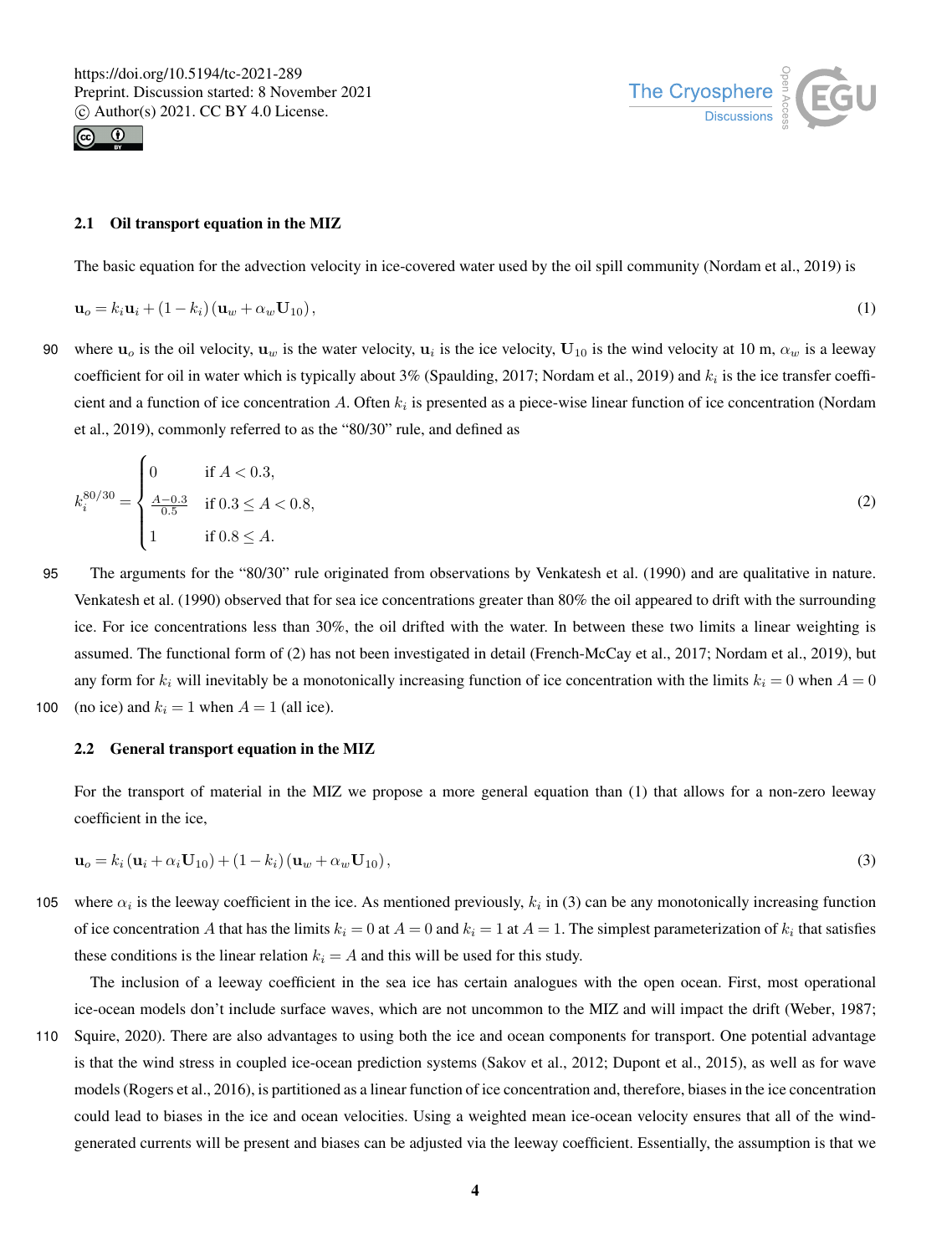### 2.1 Oil transport equation in the MIZ

The basic equation for the advection velocity in ice-covered water used by the oil spill community (Nordam et al., 2019) is

$$\mathbf{u}_o = k_i \mathbf{u}_i + (1 - k_i)(\mathbf{u}_w + \alpha_w \mathbf{U}_{10}), \tag{1}$$

where $\mathbf{u}_o$ is the oil velocity, $\mathbf{u}_w$ is the water velocity, $\mathbf{u}_i$ is the ice velocity, $\mathbf{U}_{10}$ is the wind velocity at 10 m, $\alpha_w$ is a leeway coefficient for oil in water which is typically about 3% (Spaulding, 2017; Nordam et al., 2019) and $k_i$ is the ice transfer coefficient and a function of ice concentration $A$. Often $k_i$ is presented as a piece-wise linear function of ice concentration (Nordam et al., 2019), commonly referred to as the "80/30" rule, and defined as

$$k_i^{80/30} = \begin{cases} 0 & \text{if } A < 0.3, \\ \frac{A-0.3}{0.5} & \text{if } 0.3 \leq A < 0.8, \\ 1 & \text{if } 0.8 \leq A. \end{cases} \tag{2}$$

The arguments for the "80/30" rule originated from observations by Venkatesh et al. (1990) and are qualitative in nature. Venkatesh et al. (1990) observed that for sea ice concentrations greater than 80% the oil appeared to drift with the surrounding ice. For ice concentrations less than 30%, the oil drifted with the water. In between these two limits a linear weighting is assumed. The functional form of (2) has not been investigated in detail (French-McCay et al., 2017; Nordam et al., 2019), but any form for $k_i$ will inevitably be a monotonically increasing function of ice concentration with the limits $k_i = 0$ when $A = 0$ (no ice) and $k_i = 1$ when $A = 1$ (all ice).

### 2.2 General transport equation in the MIZ

For the transport of material in the MIZ we propose a more general equation than (1) that allows for a non-zero leeway coefficient in the ice,

$$\mathbf{u}_o = k_i (\mathbf{u}_i + \alpha_i \mathbf{U}_{10}) + (1 - k_i)(\mathbf{u}_w + \alpha_w \mathbf{U}_{10}), \tag{3}$$

where $\alpha_i$ is the leeway coefficient in the ice. As mentioned previously, $k_i$ in (3) can be any monotonically increasing function of ice concentration $A$ that has the limits $k_i = 0$ at $A = 0$ and $k_i = 1$ at $A = 1$. The simplest parameterization of $k_i$ that satisfies these conditions is the linear relation $k_i = A$ and this will be used for this study.

The inclusion of a leeway coefficient in the sea ice has certain analogues with the open ocean. First, most operational ice-ocean models don't include surface waves, which are not uncommon to the MIZ and will impact the drift (Weber, 1987; Squire, 2020). There are also advantages to using both the ice and ocean components for transport. One potential advantage is that the wind stress in coupled ice-ocean prediction systems (Sakov et al., 2012; Dupont et al., 2015), as well as for wave models (Rogers et al., 2016), is partitioned as a linear function of ice concentration and, therefore, biases in the ice concentration could lead to biases in the ice and ocean velocities. Using a weighted mean ice-ocean velocity ensures that all of the wind-generated currents will be present and biases can be adjusted via the leeway coefficient. Essentially, the assumption is that we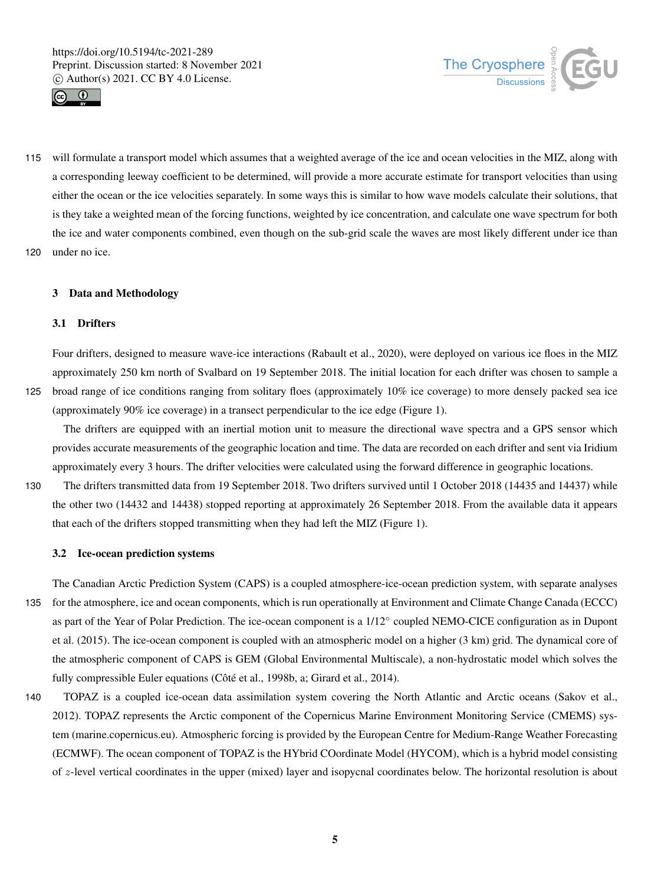will formulate a transport model which assumes that a weighted average of the ice and ocean velocities in the MIZ, along with a corresponding leeway coefficient to be determined, will provide a more accurate estimate for transport velocities than using either the ocean or the ice velocities separately. In some ways this is similar to how wave models calculate their solutions, that is they take a weighted mean of the forcing functions, weighted by ice concentration, and calculate one wave spectrum for both the ice and water components combined, even though on the sub-grid scale the waves are most likely different under ice than under no ice.

## 3 Data and Methodology

### 3.1 Drifters

Four drifters, designed to measure wave-ice interactions (Rabault et al., 2020), were deployed on various ice floes in the MIZ approximately 250 km north of Svalbard on 19 September 2018. The initial location for each drifter was chosen to sample a broad range of ice conditions ranging from solitary floes (approximately 10% ice coverage) to more densely packed sea ice (approximately 90% ice coverage) in a transect perpendicular to the ice edge (Figure 1).

The drifters are equipped with an inertial motion unit to measure the directional wave spectra and a GPS sensor which provides accurate measurements of the geographic location and time. The data are recorded on each drifter and sent via Iridium approximately every 3 hours. The drifter velocities were calculated using the forward difference in geographic locations.

The drifters transmitted data from 19 September 2018. Two drifters survived until 1 October 2018 (14435 and 14437) while the other two (14432 and 14438) stopped reporting at approximately 26 September 2018. From the available data it appears that each of the drifters stopped transmitting when they had left the MIZ (Figure 1).

### 3.2 Ice-ocean prediction systems

The Canadian Arctic Prediction System (CAPS) is a coupled atmosphere-ice-ocean prediction system, with separate analyses for the atmosphere, ice and ocean components, which is run operationally at Environment and Climate Change Canada (ECCC) as part of the Year of Polar Prediction. The ice-ocean component is a 1/12° coupled NEMO-CICE configuration as in Dupont et al. (2015). The ice-ocean component is coupled with an atmospheric model on a higher (3 km) grid. The dynamical core of the atmospheric component of CAPS is GEM (Global Environmental Multiscale), a non-hydrostatic model which solves the fully compressible Euler equations (Côté et al., 1998b, a; Girard et al., 2014).

TOPAZ is a coupled ice-ocean data assimilation system covering the North Atlantic and Arctic oceans (Sakov et al., 2012). TOPAZ represents the Arctic component of the Copernicus Marine Environment Monitoring Service (CMEMS) system (marine.copernicus.eu). Atmospheric forcing is provided by the European Centre for Medium-Range Weather Forecasting (ECMWF). The ocean component of TOPAZ is the HYbrid COordinate Model (HYCOM), which is a hybrid model consisting of $z$-level vertical coordinates in the upper (mixed) layer and isopycnal coordinates below. The horizontal resolution is about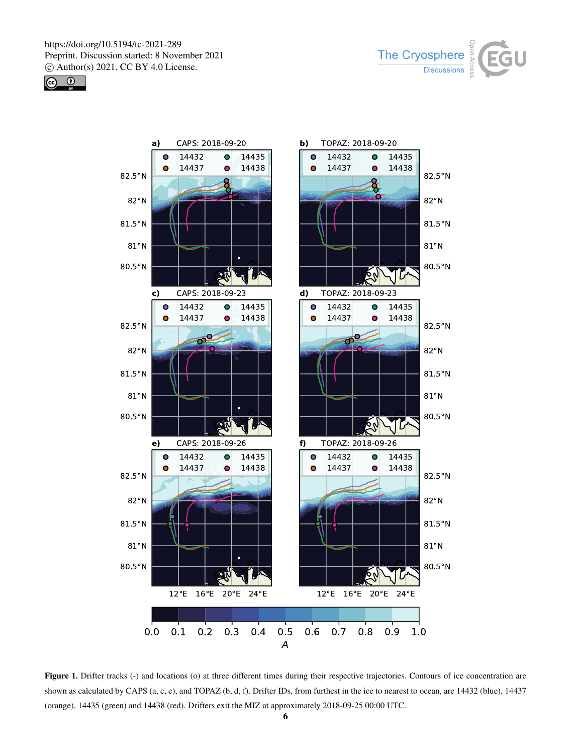**Figure 1.** Drifter tracks (-) and locations (o) at three different times during their respective trajectories. Contours of ice concentration are shown as calculated by CAPS (a, c, e), and TOPAZ (b, d, f). Drifter IDs, from furthest in the ice to nearest to ocean, are 14432 (blue), 14437 (orange), 14435 (green) and 14438 (red). Drifters exit the MIZ at approximately 2018-09-25 00:00 UTC.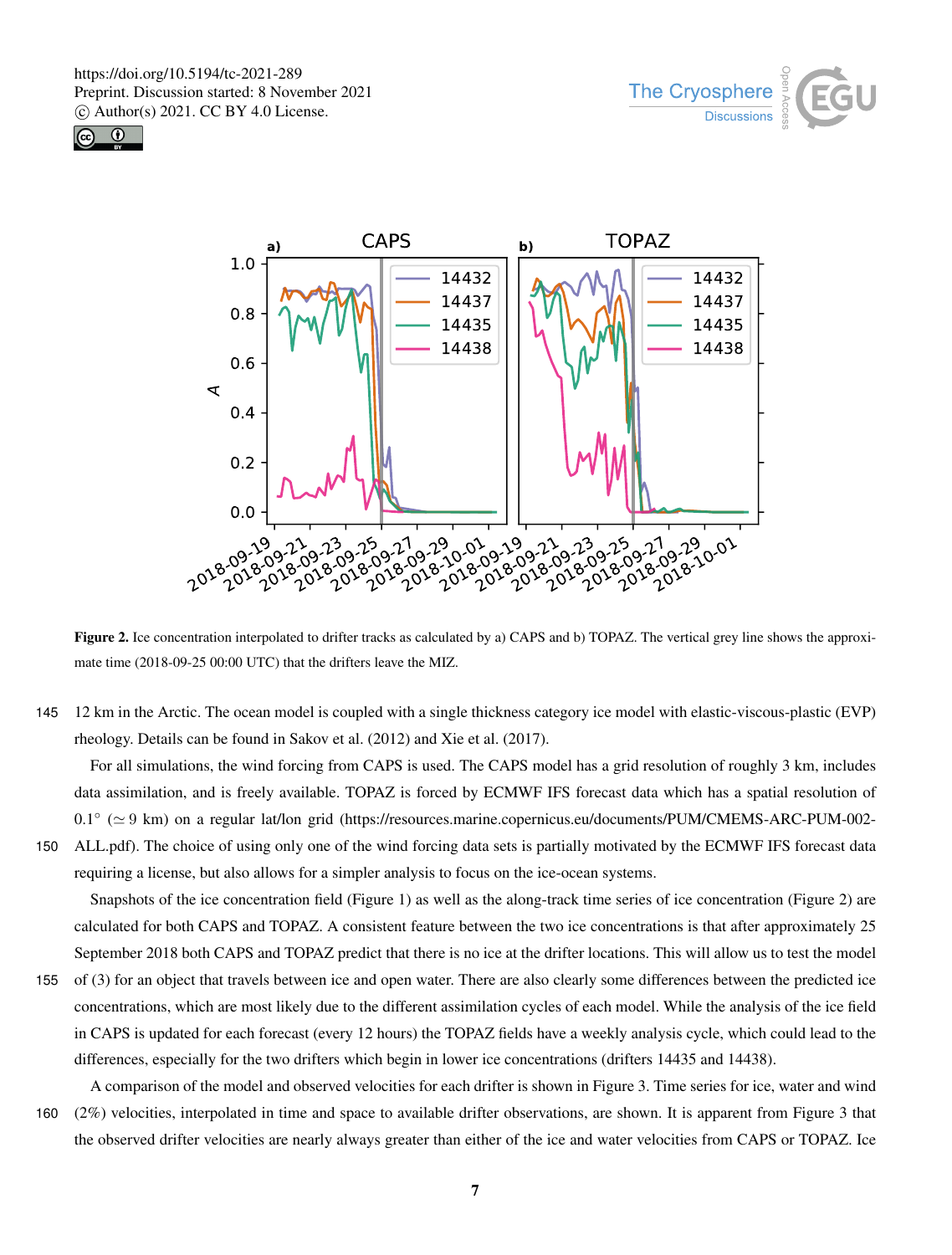**Figure 2.** Ice concentration interpolated to drifter tracks as calculated by a) CAPS and b) TOPAZ. The vertical grey line shows the approximate time (2018-09-25 00:00 UTC) that the drifters leave the MIZ.

12 km in the Arctic. The ocean model is coupled with a single thickness category ice model with elastic-viscous-plastic (EVP) rheology. Details can be found in Sakov et al. (2012) and Xie et al. (2017).

For all simulations, the wind forcing from CAPS is used. The CAPS model has a grid resolution of roughly 3 km, includes data assimilation, and is freely available. TOPAZ is forced by ECMWF IFS forecast data which has a spatial resolution of 0.1° ($\simeq 9$ km) on a regular lat/lon grid (https://resources.marine.copernicus.eu/documents/PUM/CMEMS-ARC-PUM-002-ALL.pdf). The choice of using only one of the wind forcing data sets is partially motivated by the ECMWF IFS forecast data requiring a license, but also allows for a simpler analysis to focus on the ice-ocean systems.

Snapshots of the ice concentration field (Figure 1) as well as the along-track time series of ice concentration (Figure 2) are calculated for both CAPS and TOPAZ. A consistent feature between the two ice concentrations is that after approximately 25 September 2018 both CAPS and TOPAZ predict that there is no ice at the drifter locations. This will allow us to test the model of (3) for an object that travels between ice and open water. There are also clearly some differences between the predicted ice concentrations, which are most likely due to the different assimilation cycles of each model. While the analysis of the ice field in CAPS is updated for each forecast (every 12 hours) the TOPAZ fields have a weekly analysis cycle, which could lead to the differences, especially for the two drifters which begin in lower ice concentrations (drifters 14435 and 14438).

A comparison of the model and observed velocities for each drifter is shown in Figure 3. Time series for ice, water and wind (2%) velocities, interpolated in time and space to available drifter observations, are shown. It is apparent from Figure 3 that the observed drifter velocities are nearly always greater than either of the ice and water velocities from CAPS or TOPAZ. Ice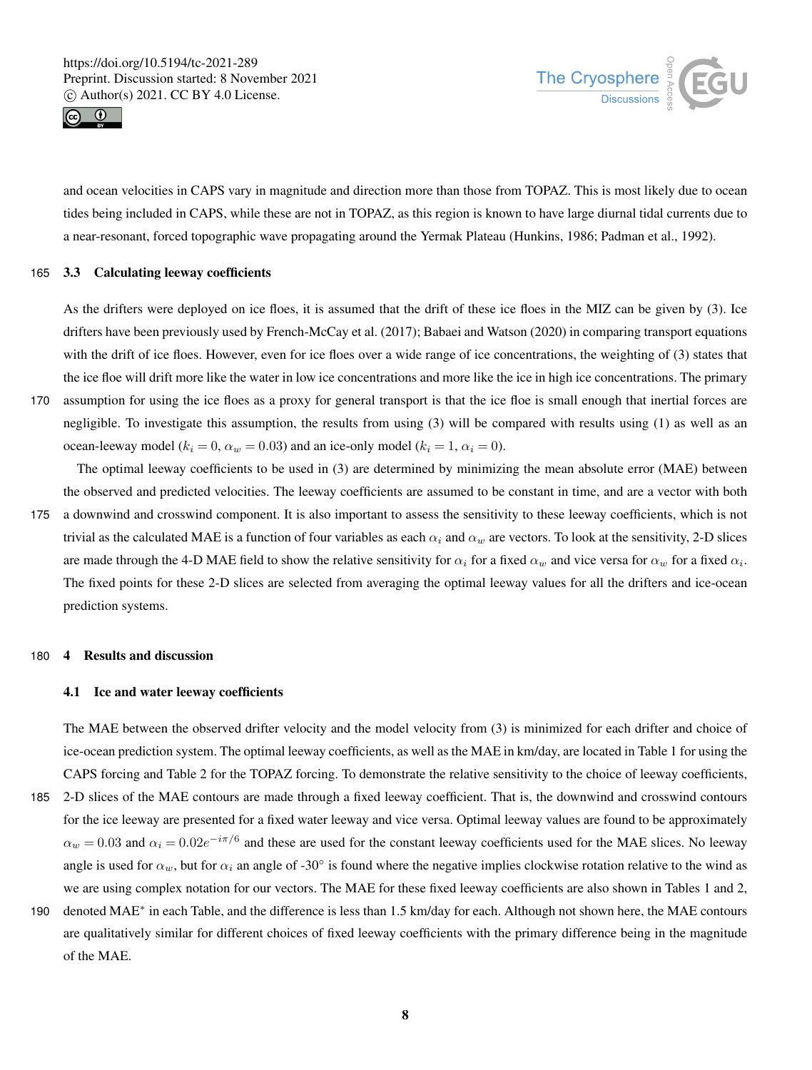and ocean velocities in CAPS vary in magnitude and direction more than those from TOPAZ. This is most likely due to ocean tides being included in CAPS, while these are not in TOPAZ, as this region is known to have large diurnal tidal currents due to a near-resonant, forced topographic wave propagating around the Yermak Plateau (Hunkins, 1986; Padman et al., 1992).

### 3.3 Calculating leeway coefficients

As the drifters were deployed on ice floes, it is assumed that the drift of these ice floes in the MIZ can be given by (3). Ice drifters have been previously used by French-McCay et al. (2017); Babaei and Watson (2020) in comparing transport equations with the drift of ice floes. However, even for ice floes over a wide range of ice concentrations, the weighting of (3) states that the ice floe will drift more like the water in low ice concentrations and more like the ice in high ice concentrations. The primary assumption for using the ice floes as a proxy for general transport is that the ice floe is small enough that inertial forces are negligible. To investigate this assumption, the results from using (3) will be compared with results using (1) as well as an ocean-leeway model ($k_i = 0$, $\alpha_w = 0.03$) and an ice-only model ($k_i = 1$, $\alpha_i = 0$).

The optimal leeway coefficients to be used in (3) are determined by minimizing the mean absolute error (MAE) between the observed and predicted velocities. The leeway coefficients are assumed to be constant in time, and are a vector with both a downwind and crosswind component. It is also important to assess the sensitivity to these leeway coefficients, which is not trivial as the calculated MAE is a function of four variables as each $\alpha_i$ and $\alpha_w$ are vectors. To look at the sensitivity, 2-D slices are made through the 4-D MAE field to show the relative sensitivity for $\alpha_i$ for a fixed $\alpha_w$ and vice versa for $\alpha_w$ for a fixed $\alpha_i$. The fixed points for these 2-D slices are selected from averaging the optimal leeway values for all the drifters and ice-ocean prediction systems.

## 4 Results and discussion

### 4.1 Ice and water leeway coefficients

The MAE between the observed drifter velocity and the model velocity from (3) is minimized for each drifter and choice of ice-ocean prediction system. The optimal leeway coefficients, as well as the MAE in km/day, are located in Table 1 for using the CAPS forcing and Table 2 for the TOPAZ forcing. To demonstrate the relative sensitivity to the choice of leeway coefficients, 2-D slices of the MAE contours are made through a fixed leeway coefficient. That is, the downwind and crosswind contours for the ice leeway are presented for a fixed water leeway and vice versa. Optimal leeway values are found to be approximately $\alpha_w = 0.03$ and $\alpha_i = 0.02e^{-i\pi/6}$ and these are used for the constant leeway coefficients used for the MAE slices. No leeway angle is used for $\alpha_w$, but for $\alpha_i$ an angle of -30° is found where the negative implies clockwise rotation relative to the wind as we are using complex notation for our vectors. The MAE for these fixed leeway coefficients are also shown in Tables 1 and 2, denoted MAE$^*$ in each Table, and the difference is less than 1.5 km/day for each. Although not shown here, the MAE contours are qualitatively similar for different choices of fixed leeway coefficients with the primary difference being in the magnitude of the MAE.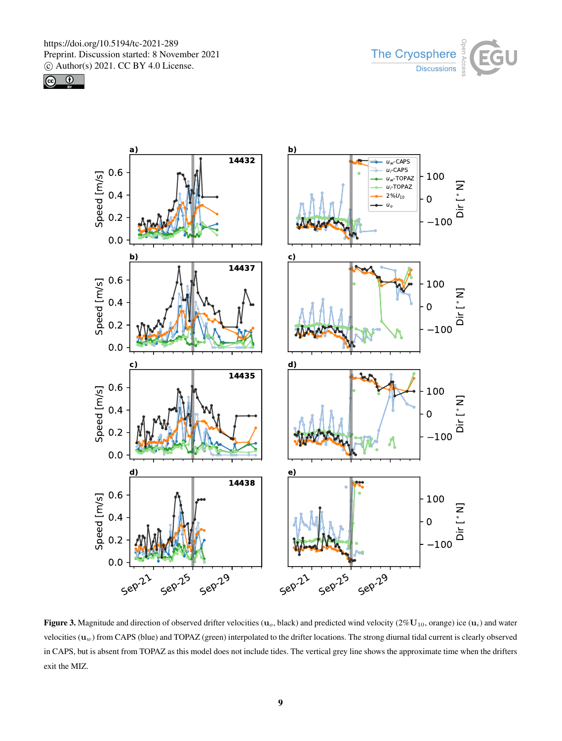**Figure 3.** Magnitude and direction of observed drifter velocities ($\mathbf{u}_o$, black) and predicted wind velocity ($2\%\mathbf{U}_{10}$, orange) ice ($\mathbf{u}_i$) and water velocities ($\mathbf{u}_w$) from CAPS (blue) and TOPAZ (green) interpolated to the drifter locations. The strong diurnal tidal current is clearly observed in CAPS, but is absent from TOPAZ as this model does not include tides. The vertical grey line shows the approximate time when the drifters exit the MIZ.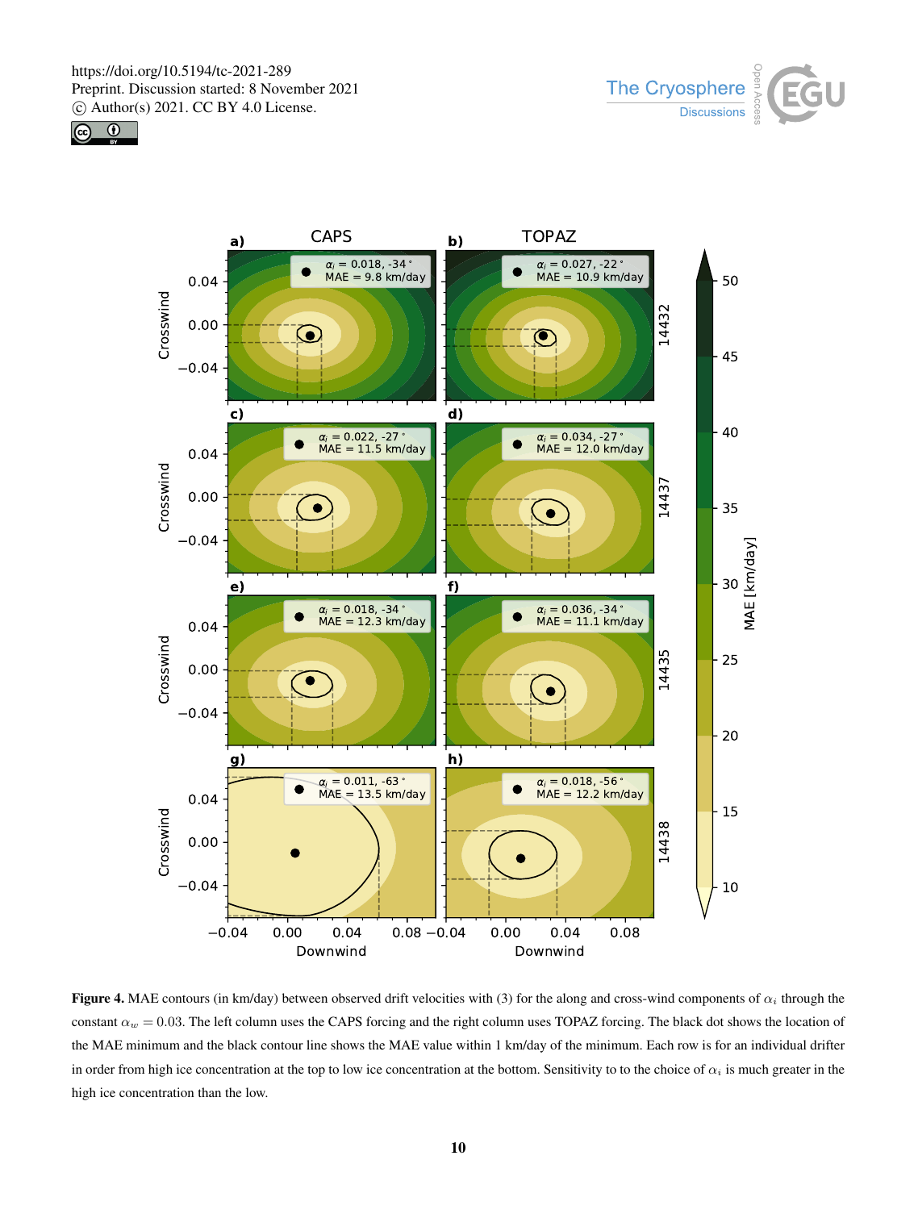**Figure 4.** MAE contours (in km/day) between observed drift velocities with (3) for the along and cross-wind components of $\alpha_i$ through the constant $\alpha_w = 0.03$. The left column uses the CAPS forcing and the right column uses TOPAZ forcing. The black dot shows the location of the MAE minimum and the black contour line shows the MAE value within 1 km/day of the minimum. Each row is for an individual drifter in order from high ice concentration at the top to low ice concentration at the bottom. Sensitivity to to the choice of $\alpha_i$ is much greater in the high ice concentration than the low.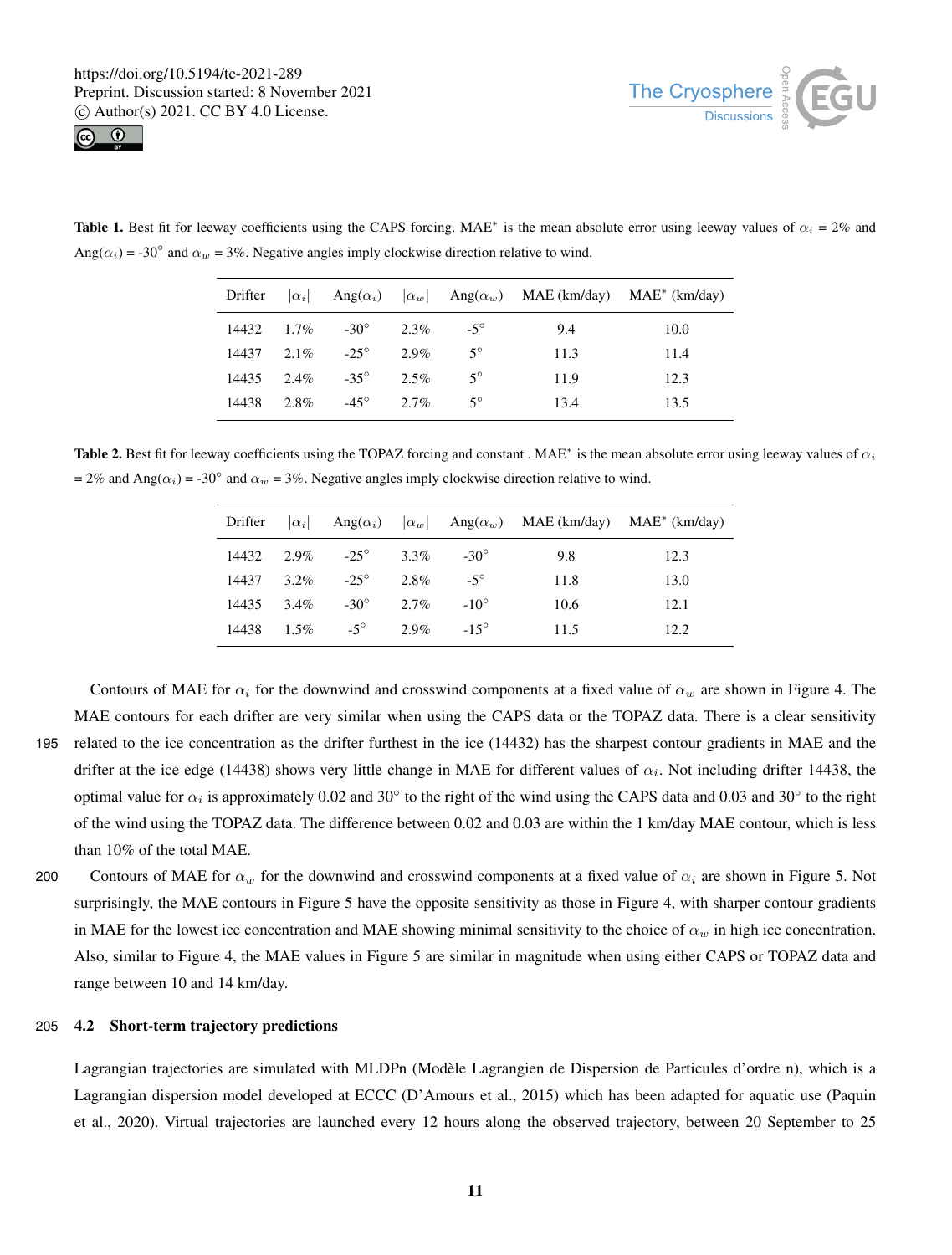**Table 1.** Best fit for leeway coefficients using the CAPS forcing. MAE* is the mean absolute error using leeway values of $\alpha_i$ = 2% and Ang($\alpha_i$) = -30° and $\alpha_w$ = 3%. Negative angles imply clockwise direction relative to wind.

| Drifter | $\|\alpha_i\|$ | Ang($\alpha_i$) | $\|\alpha_w\|$ | Ang($\alpha_w$) | MAE (km/day) | MAE* (km/day) |
|---|---|---|---|---|---|---|
| 14432 | 1.7% | -30° | 2.3% | -5° | 9.4 | 10.0 |
| 14437 | 2.1% | -25° | 2.9% | 5° | 11.3 | 11.4 |
| 14435 | 2.4% | -35° | 2.5% | 5° | 11.9 | 12.3 |
| 14438 | 2.8% | -45° | 2.7% | 5° | 13.4 | 13.5 |

**Table 2.** Best fit for leeway coefficients using the TOPAZ forcing and constant . MAE* is the mean absolute error using leeway values of $\alpha_i$ = 2% and Ang($\alpha_i$) = -30° and $\alpha_w$ = 3%. Negative angles imply clockwise direction relative to wind.

| Drifter | $\|\alpha_i\|$ | Ang($\alpha_i$) | $\|\alpha_w\|$ | Ang($\alpha_w$) | MAE (km/day) | MAE* (km/day) |
|---|---|---|---|---|---|---|
| 14432 | 2.9% | -25° | 3.3% | -30° | 9.8 | 12.3 |
| 14437 | 3.2% | -25° | 2.8% | -5° | 11.8 | 13.0 |
| 14435 | 3.4% | -30° | 2.7% | -10° | 10.6 | 12.1 |
| 14438 | 1.5% | -5° | 2.9% | -15° | 11.5 | 12.2 |

Contours of MAE for $\alpha_i$ for the downwind and crosswind components at a fixed value of $\alpha_w$ are shown in Figure 4. The MAE contours for each drifter are very similar when using the CAPS data or the TOPAZ data. There is a clear sensitivity related to the ice concentration as the drifter furthest in the ice (14432) has the sharpest contour gradients in MAE and the drifter at the ice edge (14438) shows very little change in MAE for different values of $\alpha_i$. Not including drifter 14438, the optimal value for $\alpha_i$ is approximately 0.02 and 30° to the right of the wind using the CAPS data and 0.03 and 30° to the right of the wind using the TOPAZ data. The difference between 0.02 and 0.03 are within the 1 km/day MAE contour, which is less than 10% of the total MAE.

Contours of MAE for $\alpha_w$ for the downwind and crosswind components at a fixed value of $\alpha_i$ are shown in Figure 5. Not surprisingly, the MAE contours in Figure 5 have the opposite sensitivity as those in Figure 4, with sharper contour gradients in MAE for the lowest ice concentration and MAE showing minimal sensitivity to the choice of $\alpha_w$ in high ice concentration. Also, similar to Figure 4, the MAE values in Figure 5 are similar in magnitude when using either CAPS or TOPAZ data and range between 10 and 14 km/day.

### 4.2 Short-term trajectory predictions

Lagrangian trajectories are simulated with MLDPn (Modèle Lagrangien de Dispersion de Particules d'ordre n), which is a Lagrangian dispersion model developed at ECCC (D'Amours et al., 2015) which has been adapted for aquatic use (Paquin et al., 2020). Virtual trajectories are launched every 12 hours along the observed trajectory, between 20 September to 25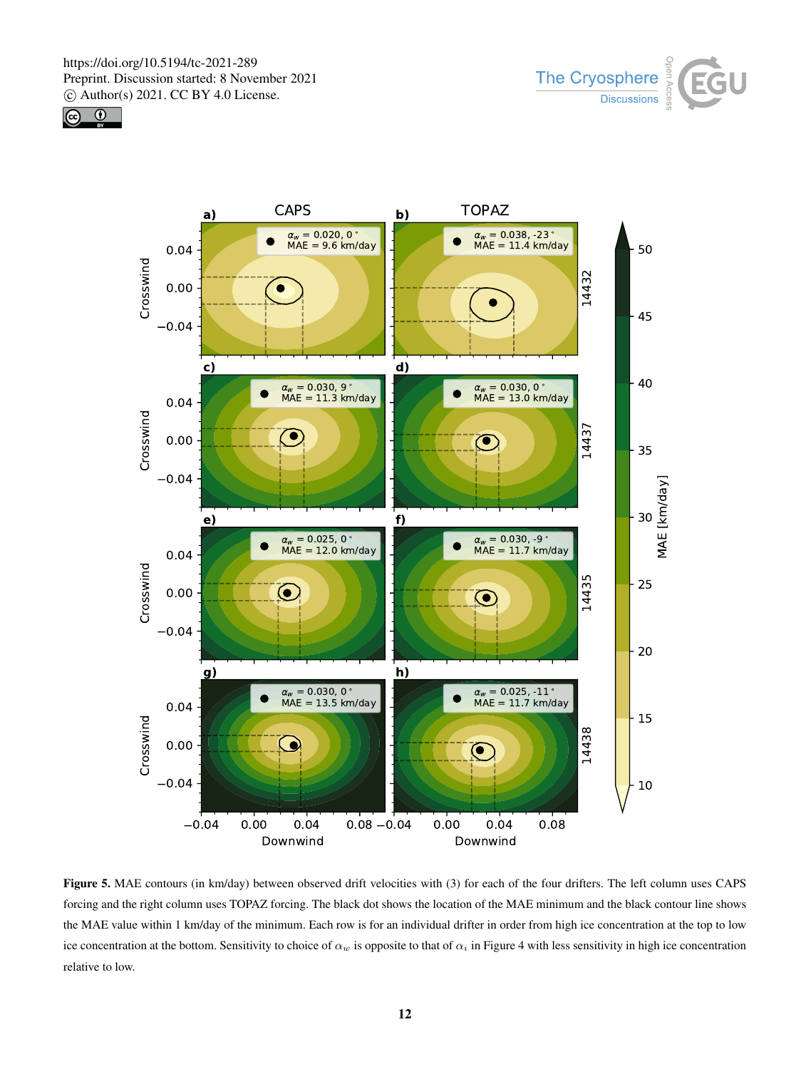**Figure 5.** MAE contours (in km/day) between observed drift velocities with (3) for each of the four drifters. The left column uses CAPS forcing and the right column uses TOPAZ forcing. The black dot shows the location of the MAE minimum and the black contour line shows the MAE value within 1 km/day of the minimum. Each row is for an individual drifter in order from high ice concentration at the top to low ice concentration at the bottom. Sensitivity to choice of $\alpha_w$ is opposite to that of $\alpha_i$ in Figure 4 with less sensitivity in high ice concentration relative to low.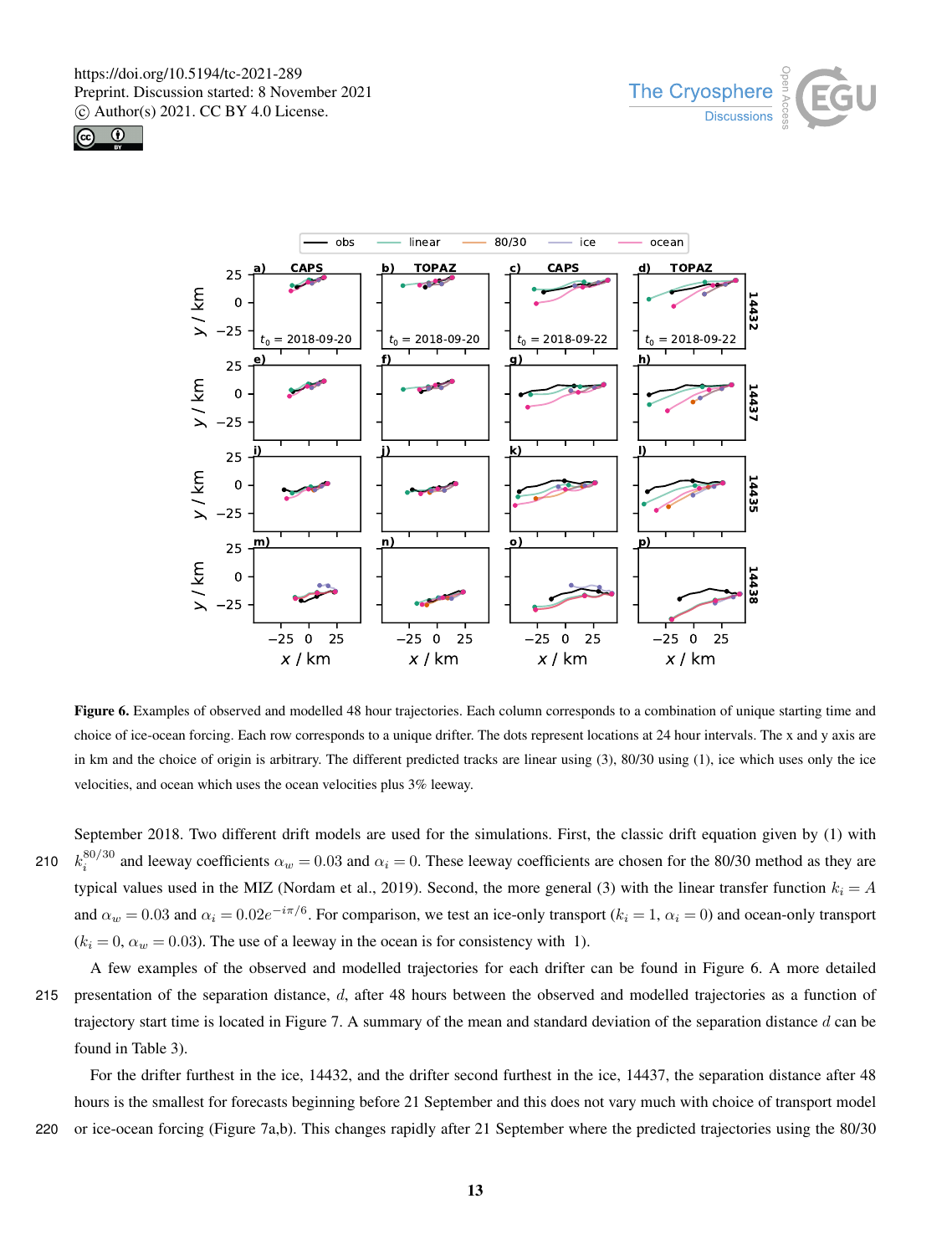**Figure 6.** Examples of observed and modelled 48 hour trajectories. Each column corresponds to a combination of unique starting time and choice of ice-ocean forcing. Each row corresponds to a unique drifter. The dots represent locations at 24 hour intervals. The x and y axis are in km and the choice of origin is arbitrary. The different predicted tracks are linear using (3), 80/30 using (1), ice which uses only the ice velocities, and ocean which uses the ocean velocities plus 3% leeway.

September 2018. Two different drift models are used for the simulations. First, the classic drift equation given by (1) with $k_i^{80/30}$ and leeway coefficients $\alpha_w = 0.03$ and $\alpha_i = 0$. These leeway coefficients are chosen for the 80/30 method as they are typical values used in the MIZ (Nordam et al., 2019). Second, the more general (3) with the linear transfer function $k_i = A$ and $\alpha_w = 0.03$ and $\alpha_i = 0.02e^{-i\pi/6}$. For comparison, we test an ice-only transport ($k_i = 1$, $\alpha_i = 0$) and ocean-only transport ($k_i = 0$, $\alpha_w = 0.03$). The use of a leeway in the ocean is for consistency with 1).

A few examples of the observed and modelled trajectories for each drifter can be found in Figure 6. A more detailed presentation of the separation distance, $d$, after 48 hours between the observed and modelled trajectories as a function of trajectory start time is located in Figure 7. A summary of the mean and standard deviation of the separation distance $d$ can be found in Table 3).

For the drifter furthest in the ice, 14432, and the drifter second furthest in the ice, 14437, the separation distance after 48 hours is the smallest for forecasts beginning before 21 September and this does not vary much with choice of transport model or ice-ocean forcing (Figure 7a,b). This changes rapidly after 21 September where the predicted trajectories using the 80/30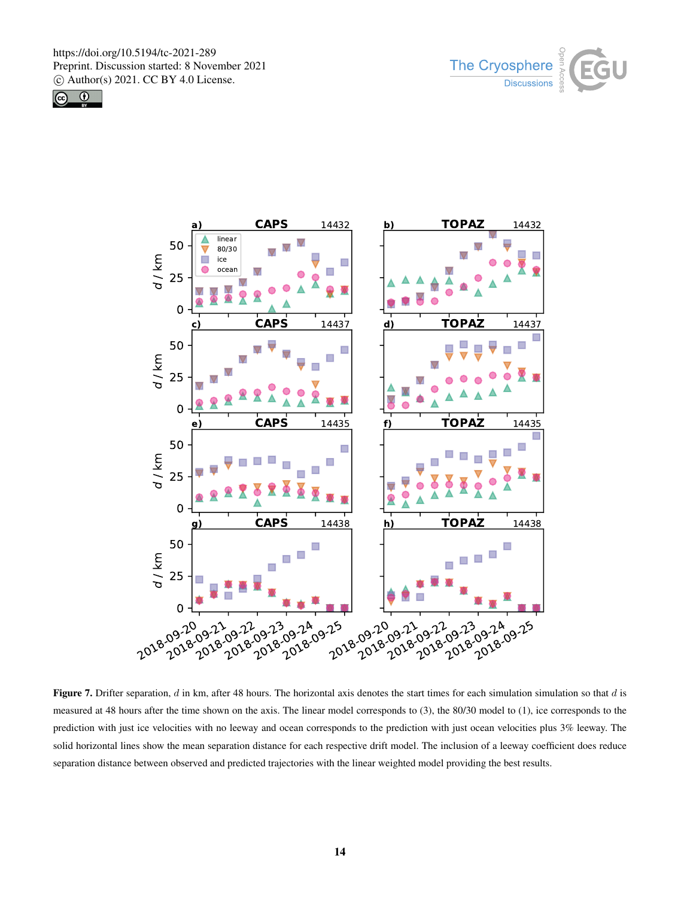**Figure 7.** Drifter separation, $d$ in km, after 48 hours. The horizontal axis denotes the start times for each simulation simulation so that $d$ is measured at 48 hours after the time shown on the axis. The linear model corresponds to (3), the 80/30 model to (1), ice corresponds to the prediction with just ice velocities with no leeway and ocean corresponds to the prediction with just ocean velocities plus 3% leeway. The solid horizontal lines show the mean separation distance for each respective drift model. The inclusion of a leeway coefficient does reduce separation distance between observed and predicted trajectories with the linear weighted model providing the best results.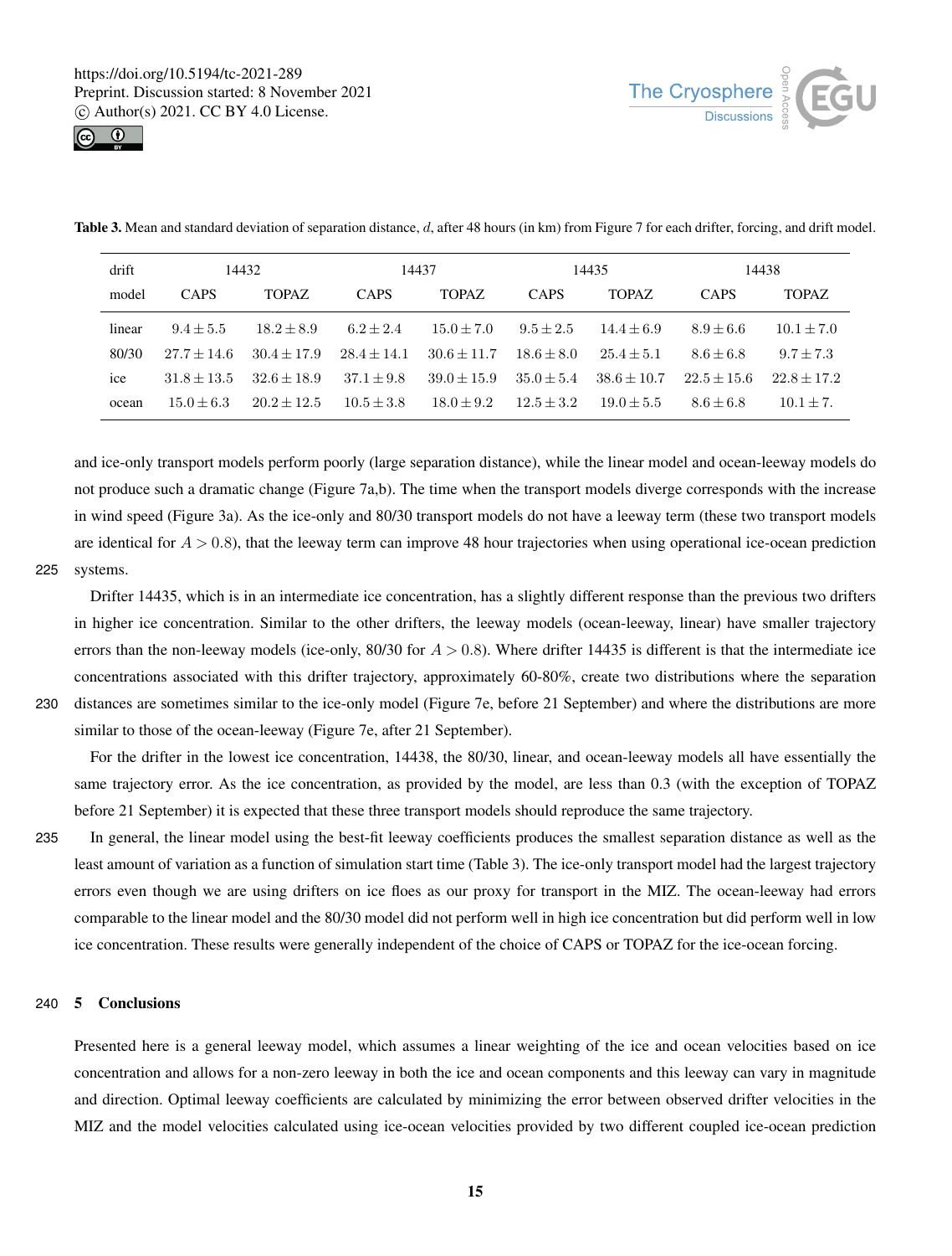**Table 3.** Mean and standard deviation of separation distance, $d$, after 48 hours (in km) from Figure 7 for each drifter, forcing, and drift model.

| drift | 14432 | | 14437 | | 14435 | | 14438 | |
|---|---|---|---|---|---|---|---|---|
| model | CAPS | TOPAZ | CAPS | TOPAZ | CAPS | TOPAZ | CAPS | TOPAZ |
| linear | $9.4 \pm 5.5$ | $18.2 \pm 8.9$ | $6.2 \pm 2.4$ | $15.0 \pm 7.0$ | $9.5 \pm 2.5$ | $14.4 \pm 6.9$ | $8.9 \pm 6.6$ | $10.1 \pm 7.0$ |
| 80/30 | $27.7 \pm 14.6$ | $30.4 \pm 17.9$ | $28.4 \pm 14.1$ | $30.6 \pm 11.7$ | $18.6 \pm 8.0$ | $25.4 \pm 5.1$ | $8.6 \pm 6.8$ | $9.7 \pm 7.3$ |
| ice | $31.8 \pm 13.5$ | $32.6 \pm 18.9$ | $37.1 \pm 9.8$ | $39.0 \pm 15.9$ | $35.0 \pm 5.4$ | $38.6 \pm 10.7$ | $22.5 \pm 15.6$ | $22.8 \pm 17.2$ |
| ocean | $15.0 \pm 6.3$ | $20.2 \pm 12.5$ | $10.5 \pm 3.8$ | $18.0 \pm 9.2$ | $12.5 \pm 3.2$ | $19.0 \pm 5.5$ | $8.6 \pm 6.8$ | $10.1 \pm 7.$ |

and ice-only transport models perform poorly (large separation distance), while the linear model and ocean-leeway models do not produce such a dramatic change (Figure 7a,b). The time when the transport models diverge corresponds with the increase in wind speed (Figure 3a). As the ice-only and 80/30 transport models do not have a leeway term (these two transport models are identical for $A > 0.8$), that the leeway term can improve 48 hour trajectories when using operational ice-ocean prediction systems.

Drifter 14435, which is in an intermediate ice concentration, has a slightly different response than the previous two drifters in higher ice concentration. Similar to the other drifters, the leeway models (ocean-leeway, linear) have smaller trajectory errors than the non-leeway models (ice-only, 80/30 for $A > 0.8$). Where drifter 14435 is different is that the intermediate ice concentrations associated with this drifter trajectory, approximately 60-80%, create two distributions where the separation distances are sometimes similar to the ice-only model (Figure 7e, before 21 September) and where the distributions are more similar to those of the ocean-leeway (Figure 7e, after 21 September).

For the drifter in the lowest ice concentration, 14438, the 80/30, linear, and ocean-leeway models all have essentially the same trajectory error. As the ice concentration, as provided by the model, are less than 0.3 (with the exception of TOPAZ before 21 September) it is expected that these three transport models should reproduce the same trajectory.

In general, the linear model using the best-fit leeway coefficients produces the smallest separation distance as well as the least amount of variation as a function of simulation start time (Table 3). The ice-only transport model had the largest trajectory errors even though we are using drifters on ice floes as our proxy for transport in the MIZ. The ocean-leeway had errors comparable to the linear model and the 80/30 model did not perform well in high ice concentration but did perform well in low ice concentration. These results were generally independent of the choice of CAPS or TOPAZ for the ice-ocean forcing.

## 5 Conclusions

Presented here is a general leeway model, which assumes a linear weighting of the ice and ocean velocities based on ice concentration and allows for a non-zero leeway in both the ice and ocean components and this leeway can vary in magnitude and direction. Optimal leeway coefficients are calculated by minimizing the error between observed drifter velocities in the MIZ and the model velocities calculated using ice-ocean velocities provided by two different coupled ice-ocean prediction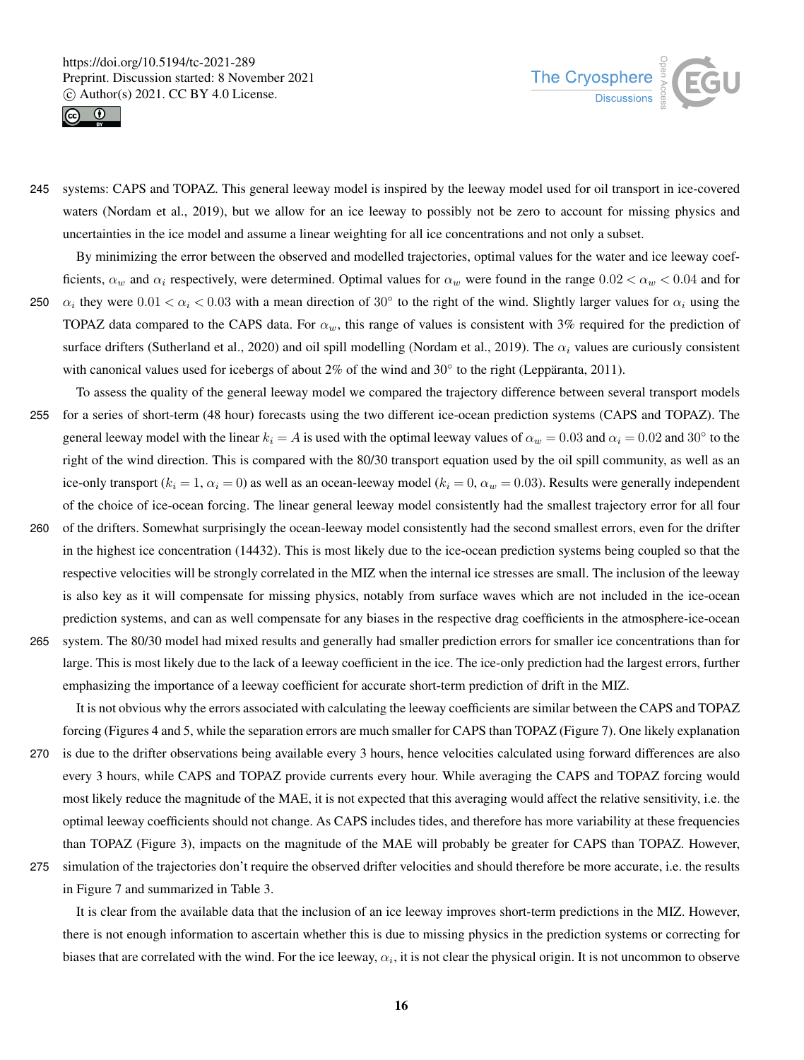systems: CAPS and TOPAZ. This general leeway model is inspired by the leeway model used for oil transport in ice-covered waters (Nordam et al., 2019), but we allow for an ice leeway to possibly not be zero to account for missing physics and uncertainties in the ice model and assume a linear weighting for all ice concentrations and not only a subset.

By minimizing the error between the observed and modelled trajectories, optimal values for the water and ice leeway coefficients, $\alpha_w$ and $\alpha_i$ respectively, were determined. Optimal values for $\alpha_w$ were found in the range $0.02 < \alpha_w < 0.04$ and for $\alpha_i$ they were $0.01 < \alpha_i < 0.03$ with a mean direction of 30° to the right of the wind. Slightly larger values for $\alpha_i$ using the TOPAZ data compared to the CAPS data. For $\alpha_w$, this range of values is consistent with 3% required for the prediction of surface drifters (Sutherland et al., 2020) and oil spill modelling (Nordam et al., 2019). The $\alpha_i$ values are curiously consistent with canonical values used for icebergs of about 2% of the wind and 30° to the right (Leppäranta, 2011).

To assess the quality of the general leeway model we compared the trajectory difference between several transport models for a series of short-term (48 hour) forecasts using the two different ice-ocean prediction systems (CAPS and TOPAZ). The general leeway model with the linear $k_i = A$ is used with the optimal leeway values of $\alpha_w = 0.03$ and $\alpha_i = 0.02$ and 30° to the right of the wind direction. This is compared with the 80/30 transport equation used by the oil spill community, as well as an ice-only transport ($k_i = 1$, $\alpha_i = 0$) as well as an ocean-leeway model ($k_i = 0$, $\alpha_w = 0.03$). Results were generally independent of the choice of ice-ocean forcing. The linear general leeway model consistently had the smallest trajectory error for all four of the drifters. Somewhat surprisingly the ocean-leeway model consistently had the second smallest errors, even for the drifter in the highest ice concentration (14432). This is most likely due to the ice-ocean prediction systems being coupled so that the respective velocities will be strongly correlated in the MIZ when the internal ice stresses are small. The inclusion of the leeway is also key as it will compensate for missing physics, notably from surface waves which are not included in the ice-ocean prediction systems, and can as well compensate for any biases in the respective drag coefficients in the atmosphere-ice-ocean system. The 80/30 model had mixed results and generally had smaller prediction errors for smaller ice concentrations than for large. This is most likely due to the lack of a leeway coefficient in the ice. The ice-only prediction had the largest errors, further emphasizing the importance of a leeway coefficient for accurate short-term prediction of drift in the MIZ.

It is not obvious why the errors associated with calculating the leeway coefficients are similar between the CAPS and TOPAZ forcing (Figures 4 and 5, while the separation errors are much smaller for CAPS than TOPAZ (Figure 7). One likely explanation is due to the drifter observations being available every 3 hours, hence velocities calculated using forward differences are also every 3 hours, while CAPS and TOPAZ provide currents every hour. While averaging the CAPS and TOPAZ forcing would most likely reduce the magnitude of the MAE, it is not expected that this averaging would affect the relative sensitivity, i.e. the optimal leeway coefficients should not change. As CAPS includes tides, and therefore has more variability at these frequencies than TOPAZ (Figure 3), impacts on the magnitude of the MAE will probably be greater for CAPS than TOPAZ. However, simulation of the trajectories don't require the observed drifter velocities and should therefore be more accurate, i.e. the results in Figure 7 and summarized in Table 3.

It is clear from the available data that the inclusion of an ice leeway improves short-term predictions in the MIZ. However, there is not enough information to ascertain whether this is due to missing physics in the prediction systems or correcting for biases that are correlated with the wind. For the ice leeway, $\alpha_i$, it is not clear the physical origin. It is not uncommon to observe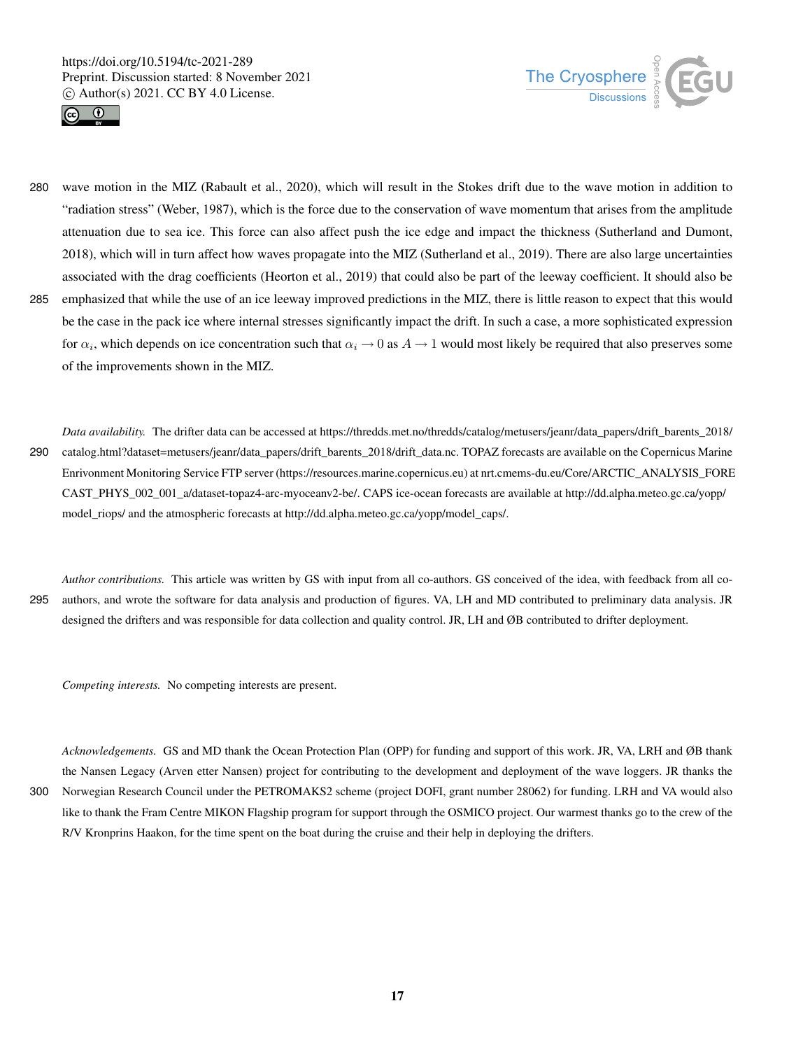wave motion in the MIZ (Rabault et al., 2020), which will result in the Stokes drift due to the wave motion in addition to "radiation stress" (Weber, 1987), which is the force due to the conservation of wave momentum that arises from the amplitude attenuation due to sea ice. This force can also affect push the ice edge and impact the thickness (Sutherland and Dumont, 2018), which will in turn affect how waves propagate into the MIZ (Sutherland et al., 2019). There are also large uncertainties associated with the drag coefficients (Heorton et al., 2019) that could also be part of the leeway coefficient. It should also be emphasized that while the use of an ice leeway improved predictions in the MIZ, there is little reason to expect that this would be the case in the pack ice where internal stresses significantly impact the drift. In such a case, a more sophisticated expression for $\alpha_i$, which depends on ice concentration such that $\alpha_i \to 0$ as $A \to 1$ would most likely be required that also preserves some of the improvements shown in the MIZ.

*Data availability.* The drifter data can be accessed at https://thredds.met.no/thredds/catalog/metusers/jeanr/data_papers/drift_barents_2018/catalog.html?dataset=metusers/jeanr/data_papers/drift_barents_2018/drift_data.nc. TOPAZ forecasts are available on the Copernicus Marine Enirvonment Monitoring Service FTP server (https://resources.marine.copernicus.eu) at nrt.cmems-du.eu/Core/ARCTIC_ANALYSIS_FORECAST_PHYS_002_001_a/dataset-topaz4-arc-myoceanv2-be/. CAPS ice-ocean forecasts are available at http://dd.alpha.meteo.gc.ca/yopp/model_riops/ and the atmospheric forecasts at http://dd.alpha.meteo.gc.ca/yopp/model_caps/.

*Author contributions.* This article was written by GS with input from all co-authors. GS conceived of the idea, with feedback from all co-authors, and wrote the software for data analysis and production of figures. VA, LH and MD contributed to preliminary data analysis. JR designed the drifters and was responsible for data collection and quality control. JR, LH and ØB contributed to drifter deployment.

*Competing interests.* No competing interests are present.

*Acknowledgements.* GS and MD thank the Ocean Protection Plan (OPP) for funding and support of this work. JR, VA, LRH and ØB thank the Nansen Legacy (Arven etter Nansen) project for contributing to the development and deployment of the wave loggers. JR thanks the Norwegian Research Council under the PETROMAKS2 scheme (project DOFI, grant number 28062) for funding. LRH and VA would also like to thank the Fram Centre MIKON Flagship program for support through the OSMICO project. Our warmest thanks go to the crew of the R/V Kronprins Haakon, for the time spent on the boat during the cruise and their help in deploying the drifters.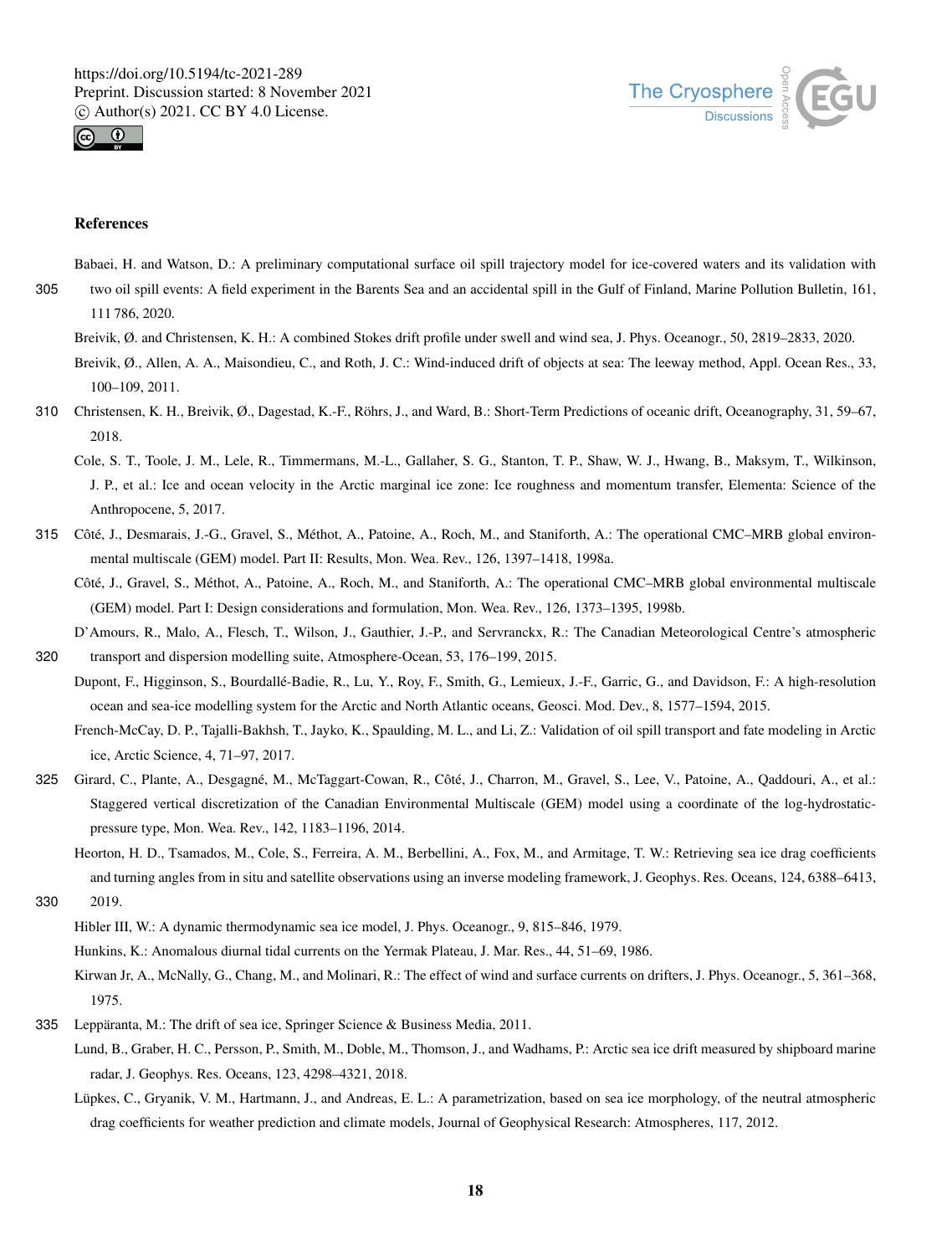## References

Babaei, H. and Watson, D.: A preliminary computational surface oil spill trajectory model for ice-covered waters and its validation with two oil spill events: A field experiment in the Barents Sea and an accidental spill in the Gulf of Finland, Marine Pollution Bulletin, 161, 111 786, 2020.

Breivik, Ø. and Christensen, K. H.: A combined Stokes drift profile under swell and wind sea, J. Phys. Oceanogr., 50, 2819–2833, 2020.

Breivik, Ø., Allen, A. A., Maisondieu, C., and Roth, J. C.: Wind-induced drift of objects at sea: The leeway method, Appl. Ocean Res., 33, 100–109, 2011.

Christensen, K. H., Breivik, Ø., Dagestad, K.-F., Röhrs, J., and Ward, B.: Short-Term Predictions of oceanic drift, Oceanography, 31, 59–67, 2018.

Cole, S. T., Toole, J. M., Lele, R., Timmermans, M.-L., Gallaher, S. G., Stanton, T. P., Shaw, W. J., Hwang, B., Maksym, T., Wilkinson, J. P., et al.: Ice and ocean velocity in the Arctic marginal ice zone: Ice roughness and momentum transfer, Elementa: Science of the Anthropocene, 5, 2017.

Côté, J., Desmarais, J.-G., Gravel, S., Méthot, A., Patoine, A., Roch, M., and Staniforth, A.: The operational CMC–MRB global environmental multiscale (GEM) model. Part II: Results, Mon. Wea. Rev., 126, 1397–1418, 1998a.

Côté, J., Gravel, S., Méthot, A., Patoine, A., Roch, M., and Staniforth, A.: The operational CMC–MRB global environmental multiscale (GEM) model. Part I: Design considerations and formulation, Mon. Wea. Rev., 126, 1373–1395, 1998b.

D'Amours, R., Malo, A., Flesch, T., Wilson, J., Gauthier, J.-P., and Servranckx, R.: The Canadian Meteorological Centre's atmospheric transport and dispersion modelling suite, Atmosphere-Ocean, 53, 176–199, 2015.

Dupont, F., Higginson, S., Bourdallé-Badie, R., Lu, Y., Roy, F., Smith, G., Lemieux, J.-F., Garric, G., and Davidson, F.: A high-resolution ocean and sea-ice modelling system for the Arctic and North Atlantic oceans, Geosci. Mod. Dev., 8, 1577–1594, 2015.

French-McCay, D. P., Tajalli-Bakhsh, T., Jayko, K., Spaulding, M. L., and Li, Z.: Validation of oil spill transport and fate modeling in Arctic ice, Arctic Science, 4, 71–97, 2017.

Girard, C., Plante, A., Desgagné, M., McTaggart-Cowan, R., Côté, J., Charron, M., Gravel, S., Lee, V., Patoine, A., Qaddouri, A., et al.: Staggered vertical discretization of the Canadian Environmental Multiscale (GEM) model using a coordinate of the log-hydrostatic-pressure type, Mon. Wea. Rev., 142, 1183–1196, 2014.

Heorton, H. D., Tsamados, M., Cole, S., Ferreira, A. M., Berbellini, A., Fox, M., and Armitage, T. W.: Retrieving sea ice drag coefficients and turning angles from in situ and satellite observations using an inverse modeling framework, J. Geophys. Res. Oceans, 124, 6388–6413, 2019.

Hibler III, W.: A dynamic thermodynamic sea ice model, J. Phys. Oceanogr., 9, 815–846, 1979.

Hunkins, K.: Anomalous diurnal tidal currents on the Yermak Plateau, J. Mar. Res., 44, 51–69, 1986.

Kirwan Jr, A., McNally, G., Chang, M., and Molinari, R.: The effect of wind and surface currents on drifters, J. Phys. Oceanogr., 5, 361–368, 1975.

Leppäranta, M.: The drift of sea ice, Springer Science & Business Media, 2011.

Lund, B., Graber, H. C., Persson, P., Smith, M., Doble, M., Thomson, J., and Wadhams, P.: Arctic sea ice drift measured by shipboard marine radar, J. Geophys. Res. Oceans, 123, 4298–4321, 2018.

Lüpkes, C., Gryanik, V. M., Hartmann, J., and Andreas, E. L.: A parametrization, based on sea ice morphology, of the neutral atmospheric drag coefficients for weather prediction and climate models, Journal of Geophysical Research: Atmospheres, 117, 2012.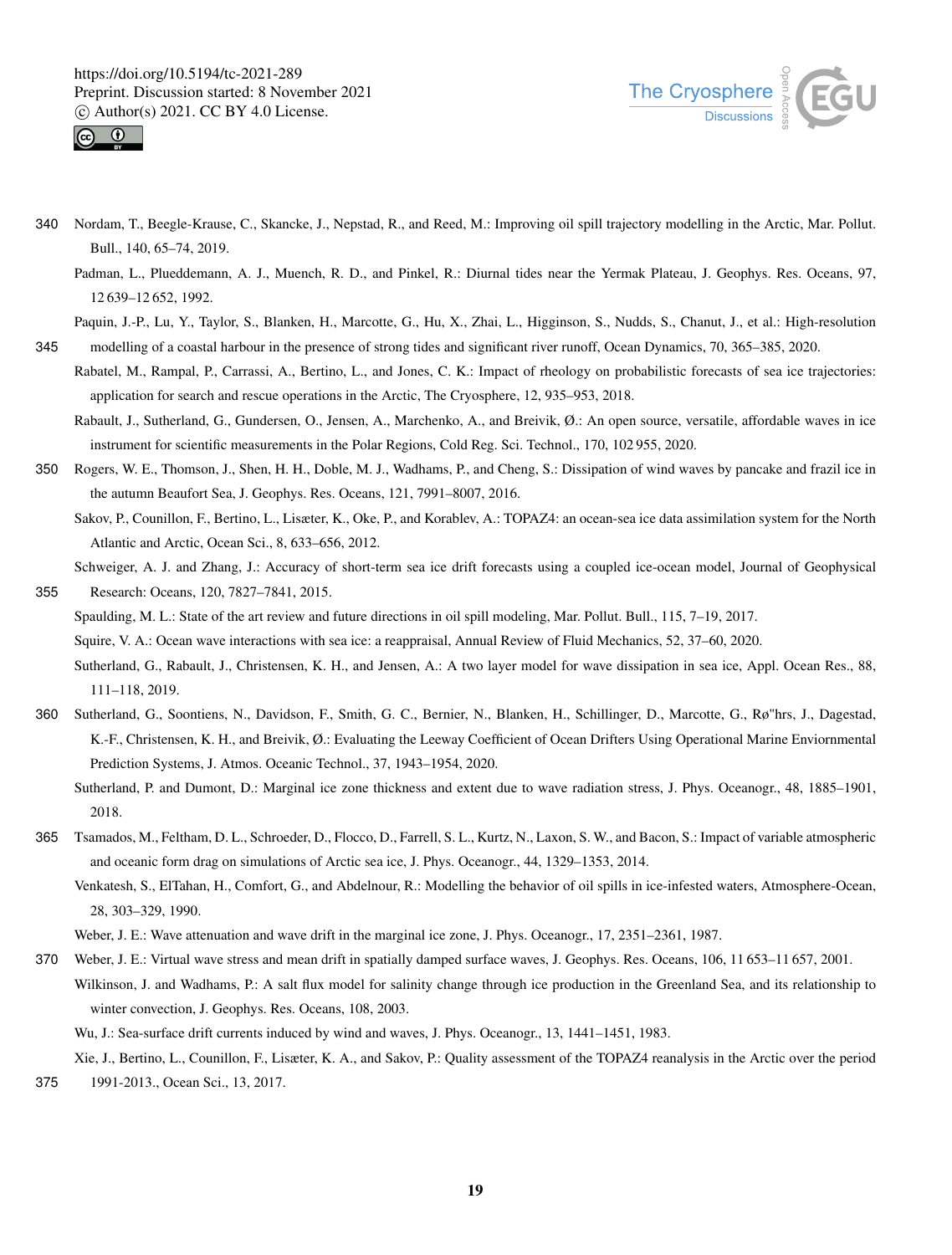Nordam, T., Beegle-Krause, C., Skancke, J., Nepstad, R., and Reed, M.: Improving oil spill trajectory modelling in the Arctic, Mar. Pollut. Bull., 140, 65–74, 2019.

Padman, L., Plueddemann, A. J., Muench, R. D., and Pinkel, R.: Diurnal tides near the Yermak Plateau, J. Geophys. Res. Oceans, 97, 12 639–12 652, 1992.

Paquin, J.-P., Lu, Y., Taylor, S., Blanken, H., Marcotte, G., Hu, X., Zhai, L., Higginson, S., Nudds, S., Chanut, J., et al.: High-resolution modelling of a coastal harbour in the presence of strong tides and significant river runoff, Ocean Dynamics, 70, 365–385, 2020.

Rabatel, M., Rampal, P., Carrassi, A., Bertino, L., and Jones, C. K.: Impact of rheology on probabilistic forecasts of sea ice trajectories: application for search and rescue operations in the Arctic, The Cryosphere, 12, 935–953, 2018.

Rabault, J., Sutherland, G., Gundersen, O., Jensen, A., Marchenko, A., and Breivik, Ø.: An open source, versatile, affordable waves in ice instrument for scientific measurements in the Polar Regions, Cold Reg. Sci. Technol., 170, 102 955, 2020.

Rogers, W. E., Thomson, J., Shen, H. H., Doble, M. J., Wadhams, P., and Cheng, S.: Dissipation of wind waves by pancake and frazil ice in the autumn Beaufort Sea, J. Geophys. Res. Oceans, 121, 7991–8007, 2016.

Sakov, P., Counillon, F., Bertino, L., Lisæter, K., Oke, P., and Korablev, A.: TOPAZ4: an ocean-sea ice data assimilation system for the North Atlantic and Arctic, Ocean Sci., 8, 633–656, 2012.

Schweiger, A. J. and Zhang, J.: Accuracy of short-term sea ice drift forecasts using a coupled ice-ocean model, Journal of Geophysical Research: Oceans, 120, 7827–7841, 2015.

Spaulding, M. L.: State of the art review and future directions in oil spill modeling, Mar. Pollut. Bull., 115, 7–19, 2017.

Squire, V. A.: Ocean wave interactions with sea ice: a reappraisal, Annual Review of Fluid Mechanics, 52, 37–60, 2020.

Sutherland, G., Rabault, J., Christensen, K. H., and Jensen, A.: A two layer model for wave dissipation in sea ice, Appl. Ocean Res., 88, 111–118, 2019.

Sutherland, G., Soontiens, N., Davidson, F., Smith, G. C., Bernier, N., Blanken, H., Schillinger, D., Marcotte, G., Rø"hrs, J., Dagestad, K.-F., Christensen, K. H., and Breivik, Ø.: Evaluating the Leeway Coefficient of Ocean Drifters Using Operational Marine Enviornmental Prediction Systems, J. Atmos. Oceanic Technol., 37, 1943–1954, 2020.

Sutherland, P. and Dumont, D.: Marginal ice zone thickness and extent due to wave radiation stress, J. Phys. Oceanogr., 48, 1885–1901, 2018.

Tsamados, M., Feltham, D. L., Schroeder, D., Flocco, D., Farrell, S. L., Kurtz, N., Laxon, S. W., and Bacon, S.: Impact of variable atmospheric and oceanic form drag on simulations of Arctic sea ice, J. Phys. Oceanogr., 44, 1329–1353, 2014.

Venkatesh, S., ElTahan, H., Comfort, G., and Abdelnour, R.: Modelling the behavior of oil spills in ice-infested waters, Atmosphere-Ocean, 28, 303–329, 1990.

Weber, J. E.: Wave attenuation and wave drift in the marginal ice zone, J. Phys. Oceanogr., 17, 2351–2361, 1987.

Weber, J. E.: Virtual wave stress and mean drift in spatially damped surface waves, J. Geophys. Res. Oceans, 106, 11 653–11 657, 2001.

Wilkinson, J. and Wadhams, P.: A salt flux model for salinity change through ice production in the Greenland Sea, and its relationship to winter convection, J. Geophys. Res. Oceans, 108, 2003.

Wu, J.: Sea-surface drift currents induced by wind and waves, J. Phys. Oceanogr., 13, 1441–1451, 1983.

Xie, J., Bertino, L., Counillon, F., Lisæter, K. A., and Sakov, P.: Quality assessment of the TOPAZ4 reanalysis in the Arctic over the period 1991-2013., Ocean Sci., 13, 2017.